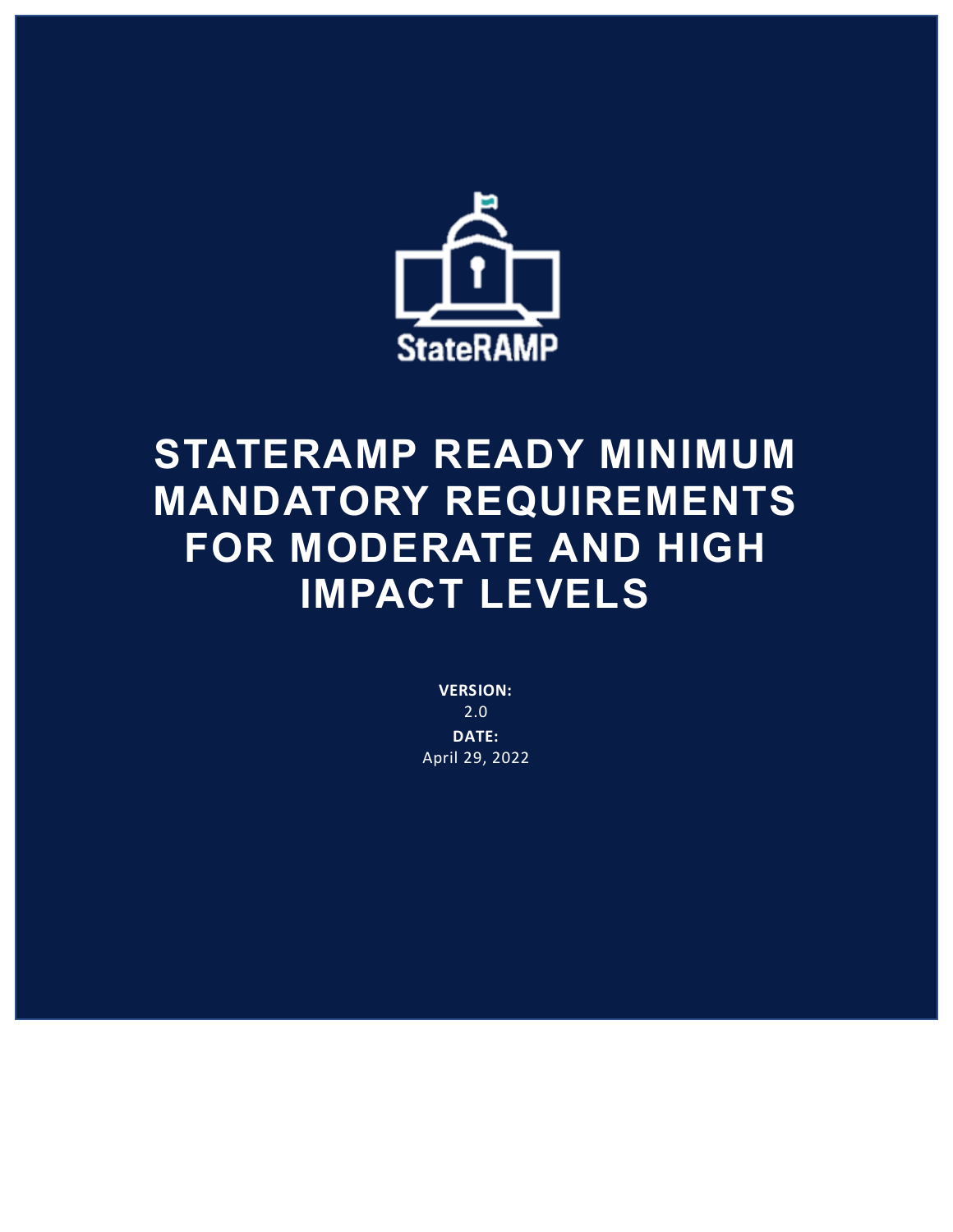StateRAMP

# STATERAMP READY MINIMUM MANDATORY REQUIREMENTS FOR MODERATE AND HIGH IMPACT LEVELS

**VERSION:**
2.0
**DATE:**
April 29, 2022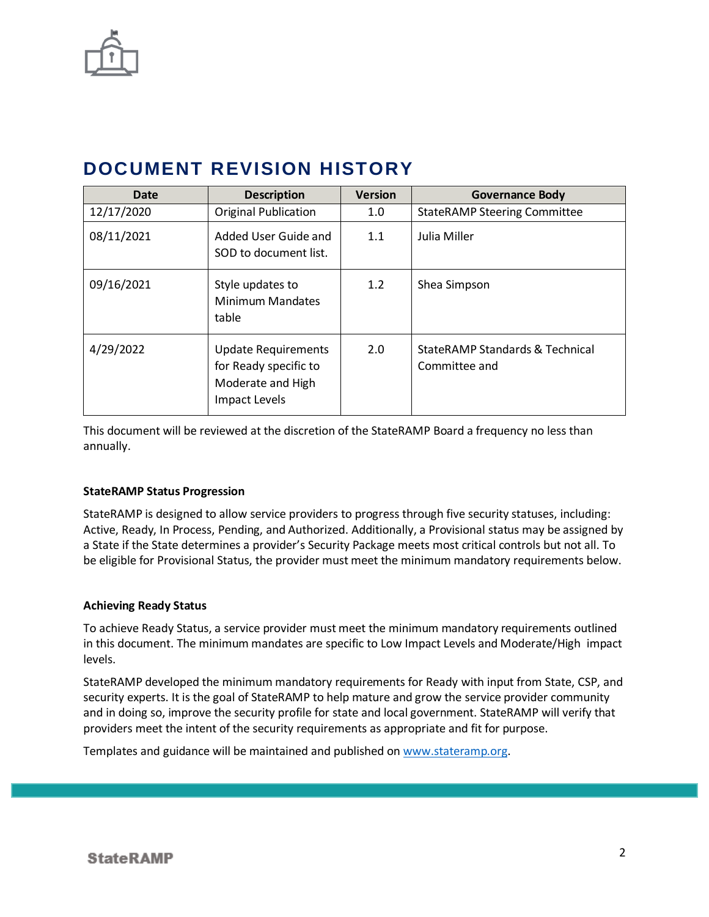# DOCUMENT REVISION HISTORY

| Date | Description | Version | Governance Body |
|---|---|---|---|
| 12/17/2020 | Original Publication | 1.0 | StateRAMP Steering Committee |
| 08/11/2021 | Added User Guide and SOD to document list. | 1.1 | Julia Miller |
| 09/16/2021 | Style updates to Minimum Mandates table | 1.2 | Shea Simpson |
| 4/29/2022 | Update Requirements for Ready specific to Moderate and High Impact Levels | 2.0 | StateRAMP Standards & Technical Committee and |

This document will be reviewed at the discretion of the StateRAMP Board a frequency no less than annually.

**StateRAMP Status Progression**

StateRAMP is designed to allow service providers to progress through five security statuses, including: Active, Ready, In Process, Pending, and Authorized. Additionally, a Provisional status may be assigned by a State if the State determines a provider's Security Package meets most critical controls but not all. To be eligible for Provisional Status, the provider must meet the minimum mandatory requirements below.

**Achieving Ready Status**

To achieve Ready Status, a service provider must meet the minimum mandatory requirements outlined in this document. The minimum mandates are specific to Low Impact Levels and Moderate/High impact levels.

StateRAMP developed the minimum mandatory requirements for Ready with input from State, CSP, and security experts. It is the goal of StateRAMP to help mature and grow the service provider community and in doing so, improve the security profile for state and local government. StateRAMP will verify that providers meet the intent of the security requirements as appropriate and fit for purpose.

Templates and guidance will be maintained and published on [www.stateramp.org](http://www.stateramp.org).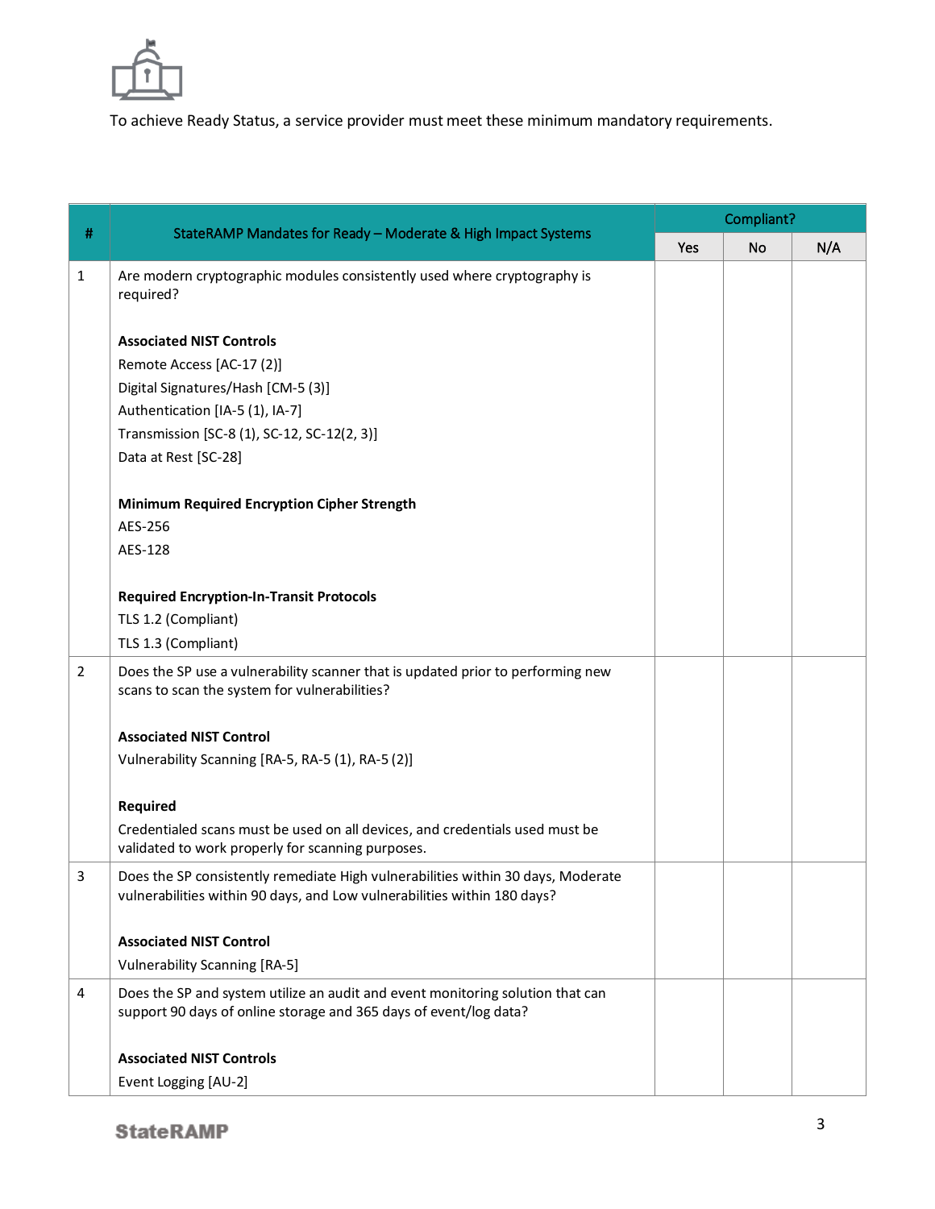To achieve Ready Status, a service provider must meet these minimum mandatory requirements.

| # | StateRAMP Mandates for Ready – Moderate & High Impact Systems | Compliant? | | |
|---|---|---|---|---|
| | | Yes | No | N/A |
| 1 | Are modern cryptographic modules consistently used where cryptography is required?<br><br>**Associated NIST Controls**<br>Remote Access [AC-17 (2)]<br>Digital Signatures/Hash [CM-5 (3)]<br>Authentication [IA-5 (1), IA-7]<br>Transmission [SC-8 (1), SC-12, SC-12(2, 3)]<br>Data at Rest [SC-28]<br><br>**Minimum Required Encryption Cipher Strength**<br>AES-256<br>AES-128<br><br>**Required Encryption-In-Transit Protocols**<br>TLS 1.2 (Compliant)<br>TLS 1.3 (Compliant) | | | |
| 2 | Does the SP use a vulnerability scanner that is updated prior to performing new scans to scan the system for vulnerabilities?<br><br>**Associated NIST Control**<br>Vulnerability Scanning [RA-5, RA-5 (1), RA-5 (2)]<br><br>**Required**<br>Credentialed scans must be used on all devices, and credentials used must be validated to work properly for scanning purposes. | | | |
| 3 | Does the SP consistently remediate High vulnerabilities within 30 days, Moderate vulnerabilities within 90 days, and Low vulnerabilities within 180 days?<br><br>**Associated NIST Control**<br>Vulnerability Scanning [RA-5] | | | |
| 4 | Does the SP and system utilize an audit and event monitoring solution that can support 90 days of online storage and 365 days of event/log data?<br><br>**Associated NIST Controls**<br>Event Logging [AU-2] | | | |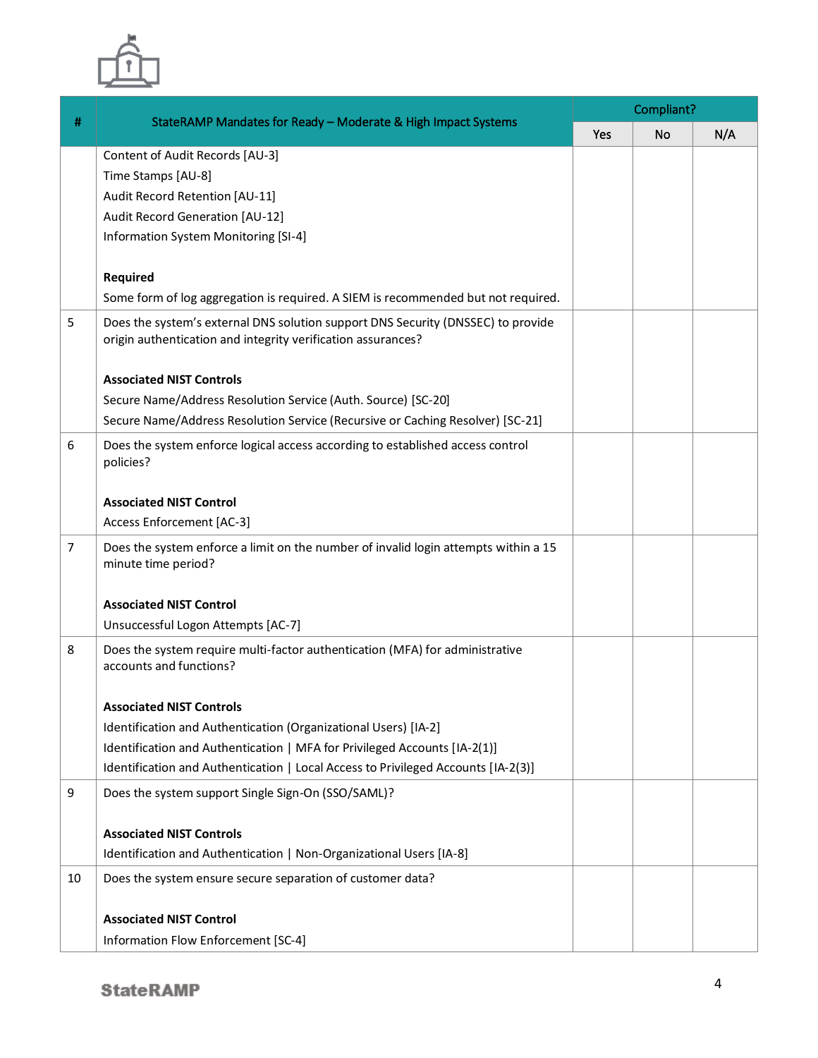| # | StateRAMP Mandates for Ready – Moderate & High Impact Systems | Compliant? | | |
|---|---|---|---|---|
| | | Yes | No | N/A |
| | Content of Audit Records [AU-3]<br>Time Stamps [AU-8]<br>Audit Record Retention [AU-11]<br>Audit Record Generation [AU-12]<br>Information System Monitoring [SI-4]<br><br>**Required**<br>Some form of log aggregation is required. A SIEM is recommended but not required. | | | |
| 5 | Does the system's external DNS solution support DNS Security (DNSSEC) to provide origin authentication and integrity verification assurances?<br><br>**Associated NIST Controls**<br>Secure Name/Address Resolution Service (Auth. Source) [SC-20]<br>Secure Name/Address Resolution Service (Recursive or Caching Resolver) [SC-21] | | | |
| 6 | Does the system enforce logical access according to established access control policies?<br><br>**Associated NIST Control**<br>Access Enforcement [AC-3] | | | |
| 7 | Does the system enforce a limit on the number of invalid login attempts within a 15 minute time period?<br><br>**Associated NIST Control**<br>Unsuccessful Logon Attempts [AC-7] | | | |
| 8 | Does the system require multi-factor authentication (MFA) for administrative accounts and functions?<br><br>**Associated NIST Controls**<br>Identification and Authentication (Organizational Users) [IA-2]<br>Identification and Authentication \| MFA for Privileged Accounts [IA-2(1)]<br>Identification and Authentication \| Local Access to Privileged Accounts [IA-2(3)] | | | |
| 9 | Does the system support Single Sign-On (SSO/SAML)?<br><br>**Associated NIST Controls**<br>Identification and Authentication \| Non-Organizational Users [IA-8] | | | |
| 10 | Does the system ensure secure separation of customer data?<br><br>**Associated NIST Control**<br>Information Flow Enforcement [SC-4] | | | |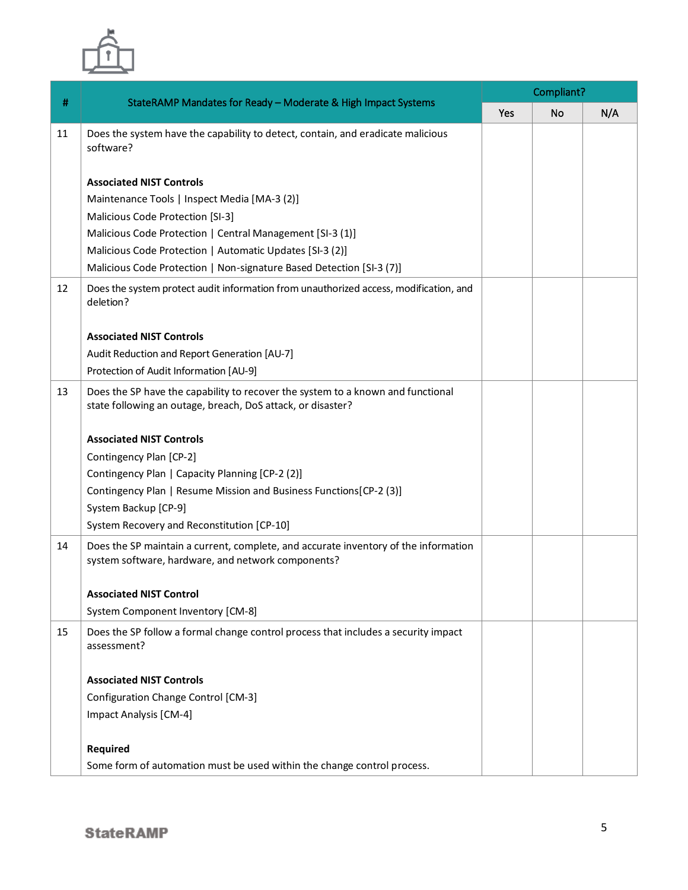| # | StateRAMP Mandates for Ready – Moderate & High Impact Systems | Compliant? | | |
|---|---|---|---|---|
| | | Yes | No | N/A |
| 11 | Does the system have the capability to detect, contain, and eradicate malicious software?<br><br>**Associated NIST Controls**<br>Maintenance Tools \| Inspect Media [MA-3 (2)]<br>Malicious Code Protection [SI-3]<br>Malicious Code Protection \| Central Management [SI-3 (1)]<br>Malicious Code Protection \| Automatic Updates [SI-3 (2)]<br>Malicious Code Protection \| Non-signature Based Detection [SI-3 (7)] | | | |
| 12 | Does the system protect audit information from unauthorized access, modification, and deletion?<br><br>**Associated NIST Controls**<br>Audit Reduction and Report Generation [AU-7]<br>Protection of Audit Information [AU-9] | | | |
| 13 | Does the SP have the capability to recover the system to a known and functional state following an outage, breach, DoS attack, or disaster?<br><br>**Associated NIST Controls**<br>Contingency Plan [CP-2]<br>Contingency Plan \| Capacity Planning [CP-2 (2)]<br>Contingency Plan \| Resume Mission and Business Functions[CP-2 (3)]<br>System Backup [CP-9]<br>System Recovery and Reconstitution [CP-10] | | | |
| 14 | Does the SP maintain a current, complete, and accurate inventory of the information system software, hardware, and network components?<br><br>**Associated NIST Control**<br>System Component Inventory [CM-8] | | | |
| 15 | Does the SP follow a formal change control process that includes a security impact assessment?<br><br>**Associated NIST Controls**<br>Configuration Change Control [CM-3]<br>Impact Analysis [CM-4]<br><br>**Required**<br>Some form of automation must be used within the change control process. | | | |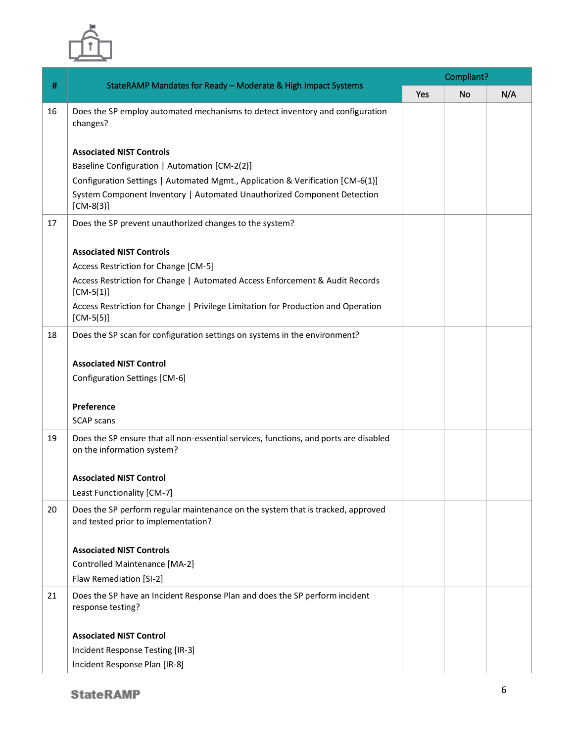| # | StateRAMP Mandates for Ready – Moderate & High Impact Systems | Compliant? | | |
|---|---|---|---|---|
| | | Yes | No | N/A |
| 16 | Does the SP employ automated mechanisms to detect inventory and configuration changes?<br><br>**Associated NIST Controls**<br>Baseline Configuration \| Automation [CM-2(2)]<br>Configuration Settings \| Automated Mgmt., Application & Verification [CM-6(1)]<br>System Component Inventory \| Automated Unauthorized Component Detection [CM-8(3)] | | | |
| 17 | Does the SP prevent unauthorized changes to the system?<br><br>**Associated NIST Controls**<br>Access Restriction for Change [CM-5]<br>Access Restriction for Change \| Automated Access Enforcement & Audit Records [CM-5(1)]<br>Access Restriction for Change \| Privilege Limitation for Production and Operation [CM-5(5)] | | | |
| 18 | Does the SP scan for configuration settings on systems in the environment?<br><br>**Associated NIST Control**<br>Configuration Settings [CM-6]<br><br>**Preference**<br>SCAP scans | | | |
| 19 | Does the SP ensure that all non-essential services, functions, and ports are disabled on the information system?<br><br>**Associated NIST Control**<br>Least Functionality [CM-7] | | | |
| 20 | Does the SP perform regular maintenance on the system that is tracked, approved and tested prior to implementation?<br><br>**Associated NIST Controls**<br>Controlled Maintenance [MA-2]<br>Flaw Remediation [SI-2] | | | |
| 21 | Does the SP have an Incident Response Plan and does the SP perform incident response testing?<br><br>**Associated NIST Control**<br>Incident Response Testing [IR-3]<br>Incident Response Plan [IR-8] | | | |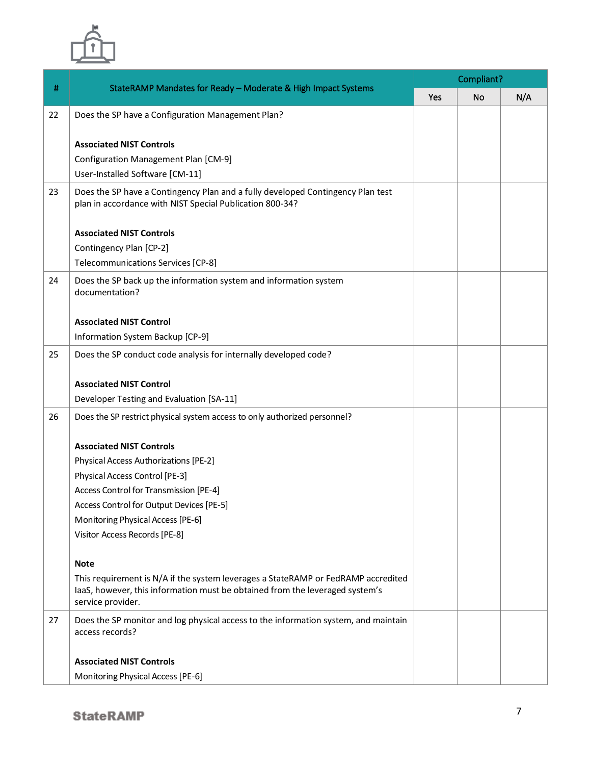| # | StateRAMP Mandates for Ready – Moderate & High Impact Systems | Compliant? | | |
|---|---|---|---|---|
| | | Yes | No | N/A |
| 22 | Does the SP have a Configuration Management Plan?<br><br>**Associated NIST Controls**<br>Configuration Management Plan [CM-9]<br>User-Installed Software [CM-11] | | | |
| 23 | Does the SP have a Contingency Plan and a fully developed Contingency Plan test plan in accordance with NIST Special Publication 800-34?<br><br>**Associated NIST Controls**<br>Contingency Plan [CP-2]<br>Telecommunications Services [CP-8] | | | |
| 24 | Does the SP back up the information system and information system documentation?<br><br>**Associated NIST Control**<br>Information System Backup [CP-9] | | | |
| 25 | Does the SP conduct code analysis for internally developed code?<br><br>**Associated NIST Control**<br>Developer Testing and Evaluation [SA-11] | | | |
| 26 | Does the SP restrict physical system access to only authorized personnel?<br><br>**Associated NIST Controls**<br>Physical Access Authorizations [PE-2]<br>Physical Access Control [PE-3]<br>Access Control for Transmission [PE-4]<br>Access Control for Output Devices [PE-5]<br>Monitoring Physical Access [PE-6]<br>Visitor Access Records [PE-8]<br><br>**Note**<br>This requirement is N/A if the system leverages a StateRAMP or FedRAMP accredited IaaS, however, this information must be obtained from the leveraged system's service provider. | | | |
| 27 | Does the SP monitor and log physical access to the information system, and maintain access records?<br><br>**Associated NIST Controls**<br>Monitoring Physical Access [PE-6] | | | |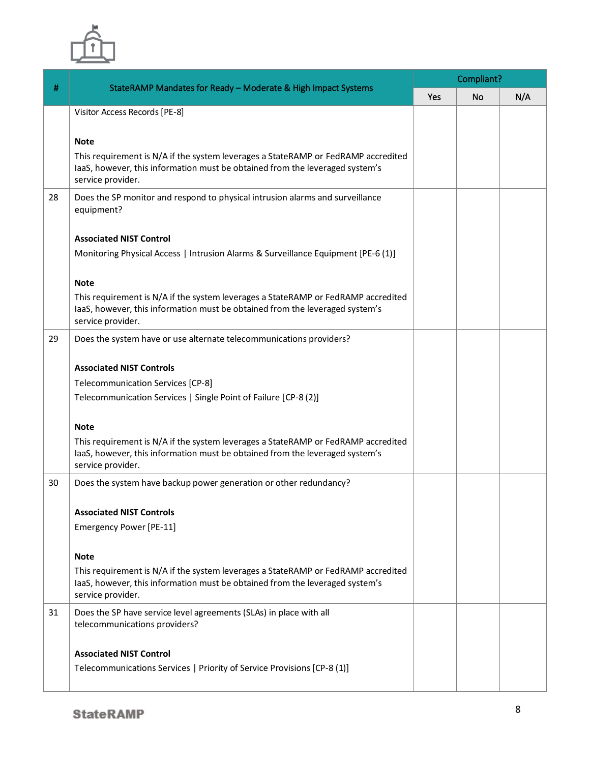| # | StateRAMP Mandates for Ready – Moderate & High Impact Systems | Compliant? | | |
|---|---|---|---|---|
| | | Yes | No | N/A |
| | Visitor Access Records [PE-8]<br><br>**Note**<br>This requirement is N/A if the system leverages a StateRAMP or FedRAMP accredited IaaS, however, this information must be obtained from the leveraged system's service provider. | | | |
| 28 | Does the SP monitor and respond to physical intrusion alarms and surveillance equipment?<br><br>**Associated NIST Control**<br>Monitoring Physical Access \| Intrusion Alarms & Surveillance Equipment [PE-6 (1)]<br><br>**Note**<br>This requirement is N/A if the system leverages a StateRAMP or FedRAMP accredited IaaS, however, this information must be obtained from the leveraged system's service provider. | | | |
| 29 | Does the system have or use alternate telecommunications providers?<br><br>**Associated NIST Controls**<br>Telecommunication Services [CP-8]<br>Telecommunication Services \| Single Point of Failure [CP-8 (2)]<br><br>**Note**<br>This requirement is N/A if the system leverages a StateRAMP or FedRAMP accredited IaaS, however, this information must be obtained from the leveraged system's service provider. | | | |
| 30 | Does the system have backup power generation or other redundancy?<br><br>**Associated NIST Controls**<br>Emergency Power [PE-11]<br><br>**Note**<br>This requirement is N/A if the system leverages a StateRAMP or FedRAMP accredited IaaS, however, this information must be obtained from the leveraged system's service provider. | | | |
| 31 | Does the SP have service level agreements (SLAs) in place with all telecommunications providers?<br><br>**Associated NIST Control**<br>Telecommunications Services \| Priority of Service Provisions [CP-8 (1)] | | | |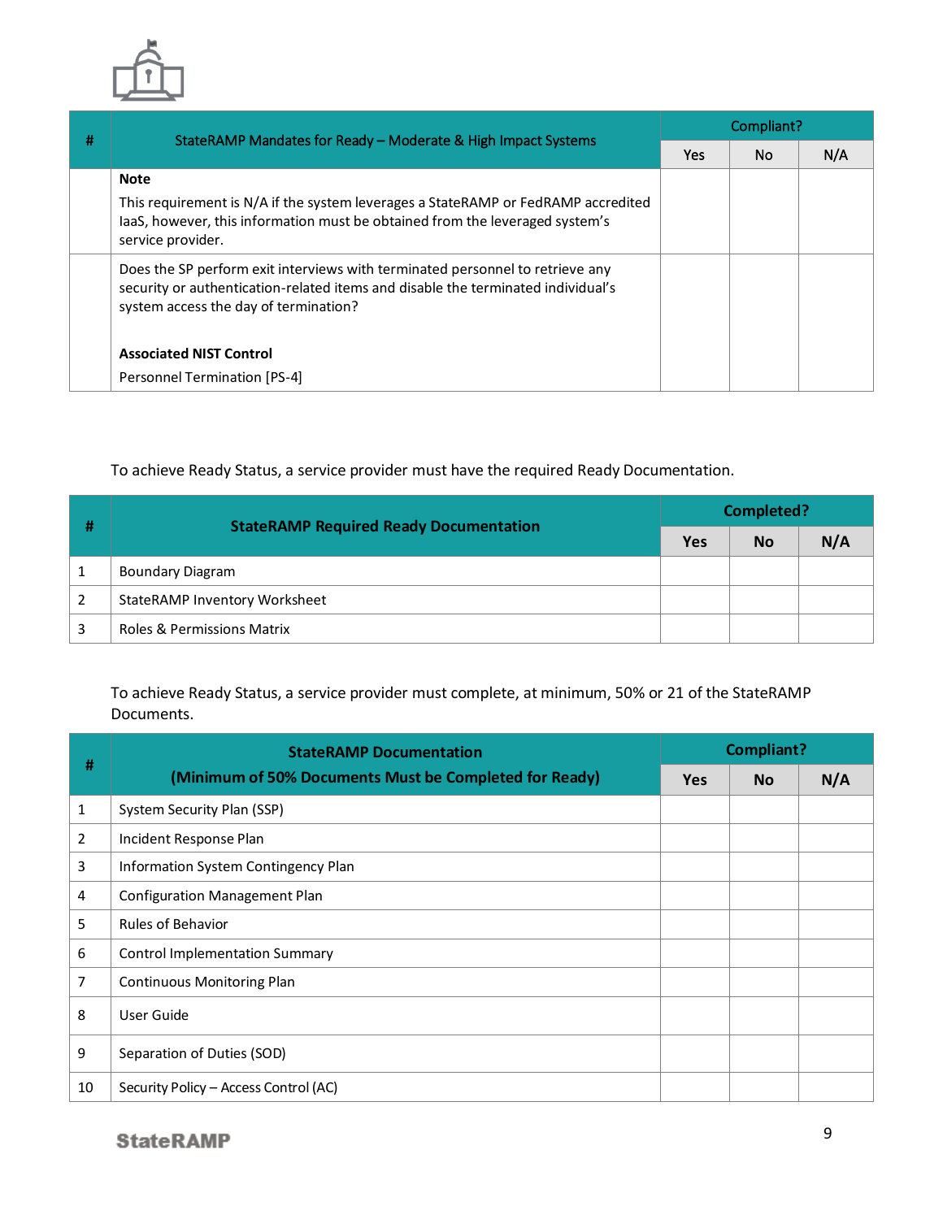| # | StateRAMP Mandates for Ready – Moderate & High Impact Systems | Compliant? | | |
|---|---|---|---|---|
| | | Yes | No | N/A |
| | **Note**<br>This requirement is N/A if the system leverages a StateRAMP or FedRAMP accredited IaaS, however, this information must be obtained from the leveraged system's service provider. | | | |
| | Does the SP perform exit interviews with terminated personnel to retrieve any security or authentication-related items and disable the terminated individual's system access the day of termination?<br><br>**Associated NIST Control**<br>Personnel Termination [PS-4] | | | |

To achieve Ready Status, a service provider must have the required Ready Documentation.

| # | StateRAMP Required Ready Documentation | Completed? | | |
|---|---|---|---|---|
| | | Yes | No | N/A |
| 1 | Boundary Diagram | | | |
| 2 | StateRAMP Inventory Worksheet | | | |
| 3 | Roles & Permissions Matrix | | | |

To achieve Ready Status, a service provider must complete, at minimum, 50% or 21 of the StateRAMP Documents.

| # | StateRAMP Documentation (Minimum of 50% Documents Must be Completed for Ready) | Compliant? | | |
|---|---|---|---|---|
| | | Yes | No | N/A |
| 1 | System Security Plan (SSP) | | | |
| 2 | Incident Response Plan | | | |
| 3 | Information System Contingency Plan | | | |
| 4 | Configuration Management Plan | | | |
| 5 | Rules of Behavior | | | |
| 6 | Control Implementation Summary | | | |
| 7 | Continuous Monitoring Plan | | | |
| 8 | User Guide | | | |
| 9 | Separation of Duties (SOD) | | | |
| 10 | Security Policy – Access Control (AC) | | | |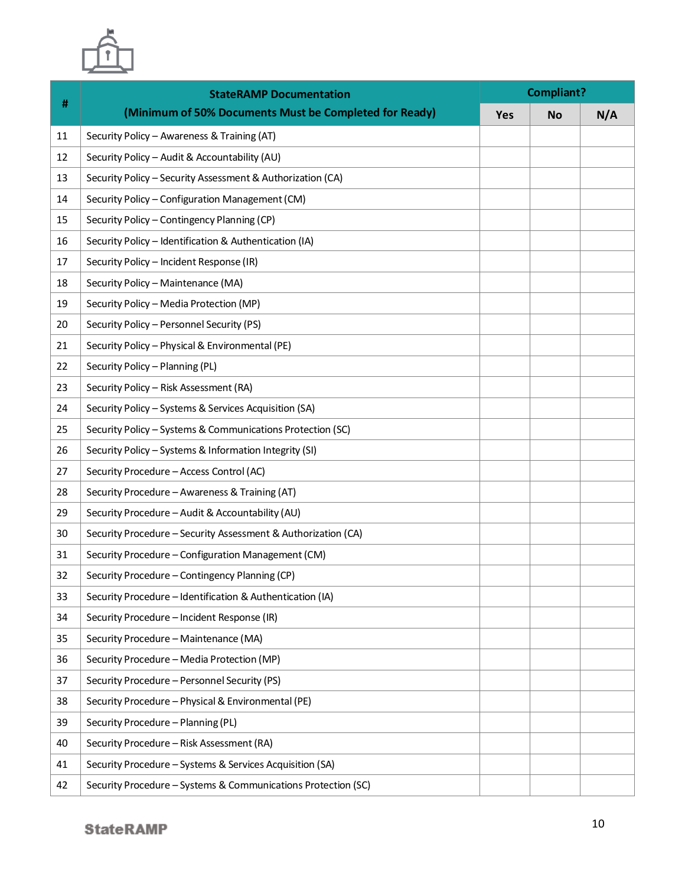| # | StateRAMP Documentation (Minimum of 50% Documents Must be Completed for Ready) | Compliant? | | |
|---|---|---|---|---|
| | | Yes | No | N/A |
| 11 | Security Policy – Awareness & Training (AT) | | | |
| 12 | Security Policy – Audit & Accountability (AU) | | | |
| 13 | Security Policy – Security Assessment & Authorization (CA) | | | |
| 14 | Security Policy – Configuration Management (CM) | | | |
| 15 | Security Policy – Contingency Planning (CP) | | | |
| 16 | Security Policy – Identification & Authentication (IA) | | | |
| 17 | Security Policy – Incident Response (IR) | | | |
| 18 | Security Policy – Maintenance (MA) | | | |
| 19 | Security Policy – Media Protection (MP) | | | |
| 20 | Security Policy – Personnel Security (PS) | | | |
| 21 | Security Policy – Physical & Environmental (PE) | | | |
| 22 | Security Policy – Planning (PL) | | | |
| 23 | Security Policy – Risk Assessment (RA) | | | |
| 24 | Security Policy – Systems & Services Acquisition (SA) | | | |
| 25 | Security Policy – Systems & Communications Protection (SC) | | | |
| 26 | Security Policy – Systems & Information Integrity (SI) | | | |
| 27 | Security Procedure – Access Control (AC) | | | |
| 28 | Security Procedure – Awareness & Training (AT) | | | |
| 29 | Security Procedure – Audit & Accountability (AU) | | | |
| 30 | Security Procedure – Security Assessment & Authorization (CA) | | | |
| 31 | Security Procedure – Configuration Management (CM) | | | |
| 32 | Security Procedure – Contingency Planning (CP) | | | |
| 33 | Security Procedure – Identification & Authentication (IA) | | | |
| 34 | Security Procedure – Incident Response (IR) | | | |
| 35 | Security Procedure – Maintenance (MA) | | | |
| 36 | Security Procedure – Media Protection (MP) | | | |
| 37 | Security Procedure – Personnel Security (PS) | | | |
| 38 | Security Procedure – Physical & Environmental (PE) | | | |
| 39 | Security Procedure – Planning (PL) | | | |
| 40 | Security Procedure – Risk Assessment (RA) | | | |
| 41 | Security Procedure – Systems & Services Acquisition (SA) | | | |
| 42 | Security Procedure – Systems & Communications Protection (SC) | | | |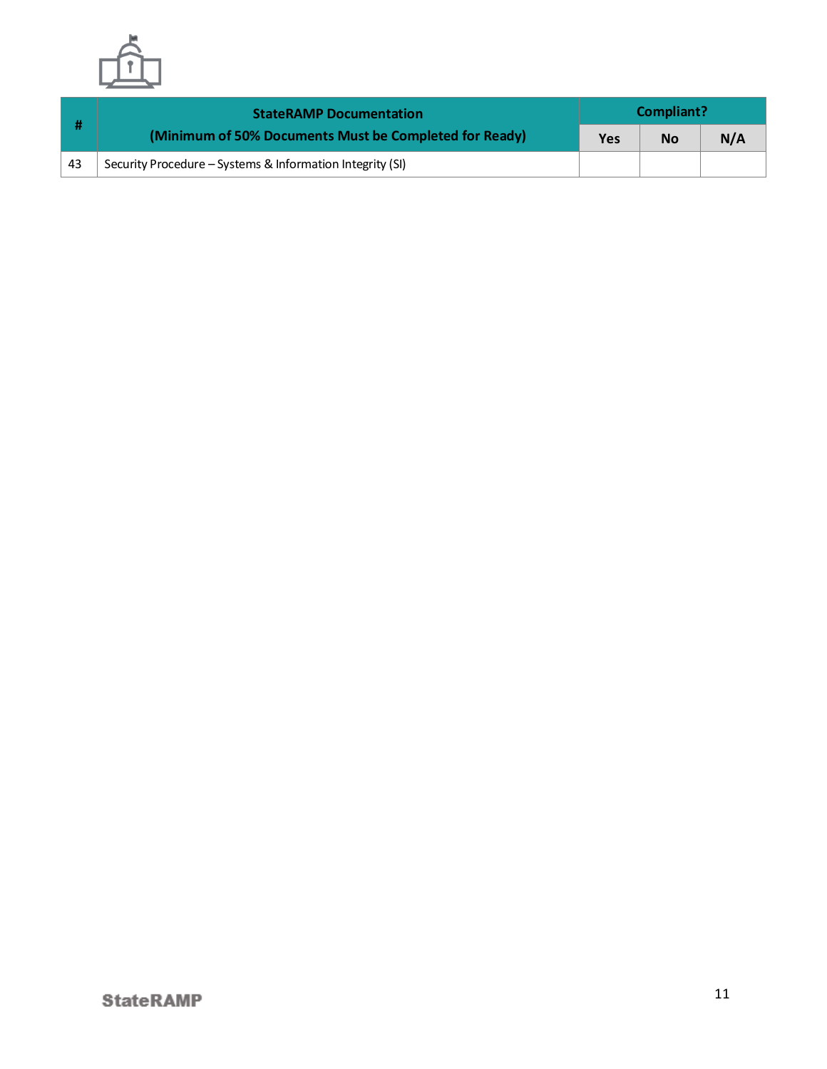| # | StateRAMP Documentation (Minimum of 50% Documents Must be Completed for Ready) | Compliant? | | |
|---|---|---|---|---|
| | | Yes | No | N/A |
| 43 | Security Procedure – Systems & Information Integrity (SI) | | | |